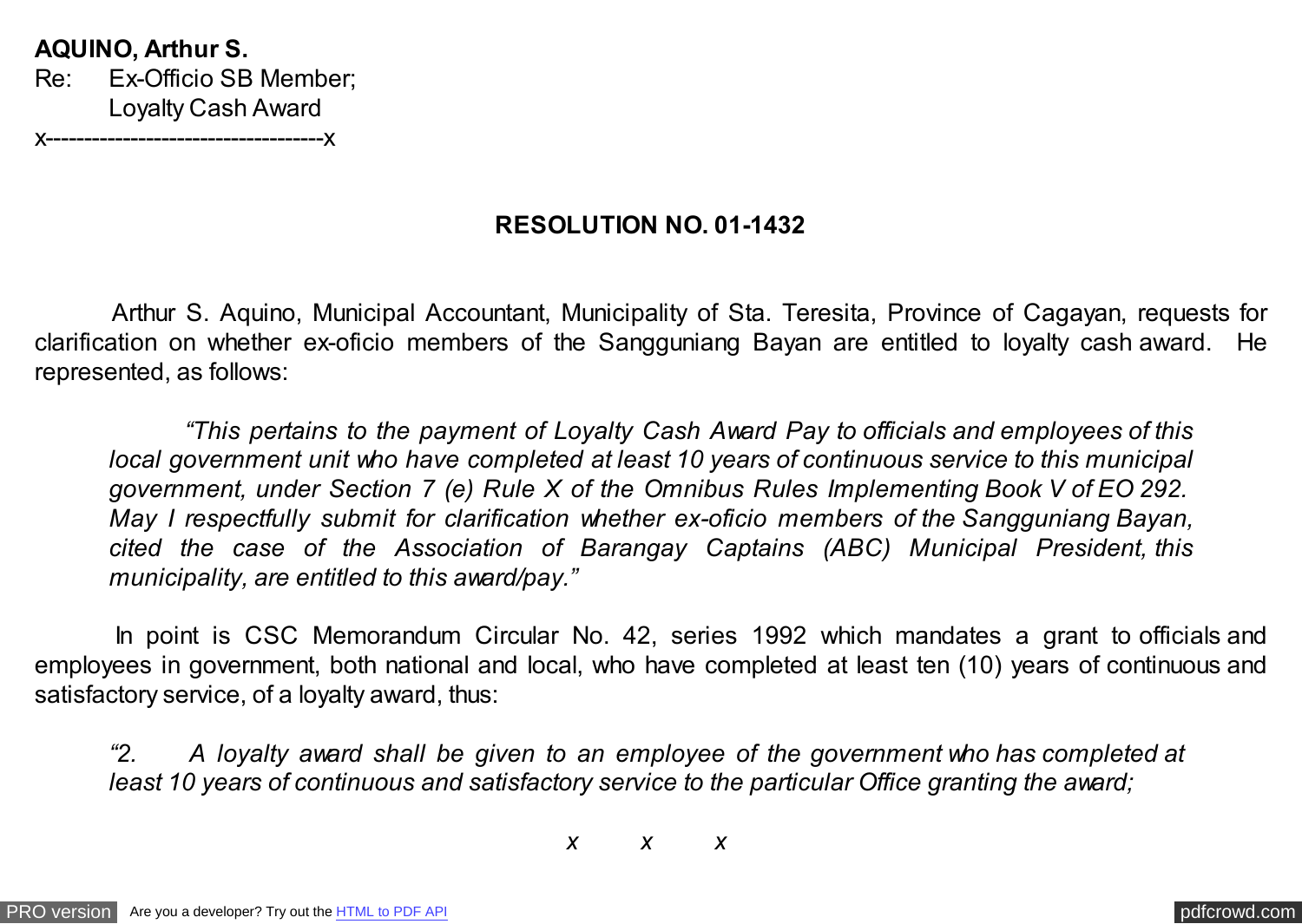**AQUINO, Arthur S.**
Re: Ex-Officio SB Member;
Loyalty Cash Award
x------------------------------------x

## RESOLUTION NO. 01-1432

Arthur S. Aquino, Municipal Accountant, Municipality of Sta. Teresita, Province of Cagayan, requests for clarification on whether ex-oficio members of the Sangguniang Bayan are entitled to loyalty cash award. He represented, as follows:

> *"This pertains to the payment of Loyalty Cash Award Pay to officials and employees of this local government unit who have completed at least 10 years of continuous service to this municipal government, under Section 7 (e) Rule X of the Omnibus Rules Implementing Book V of EO 292. May I respectfully submit for clarification whether ex-oficio members of the Sangguniang Bayan, cited the case of the Association of Barangay Captains (ABC) Municipal President, this municipality, are entitled to this award/pay."*

In point is CSC Memorandum Circular No. 42, series 1992 which mandates a grant to officials and employees in government, both national and local, who have completed at least ten (10) years of continuous and satisfactory service, of a loyalty award, thus:

> *"2. A loyalty award shall be given to an employee of the government who has completed at least 10 years of continuous and satisfactory service to the particular Office granting the award;*
>
> *x x x*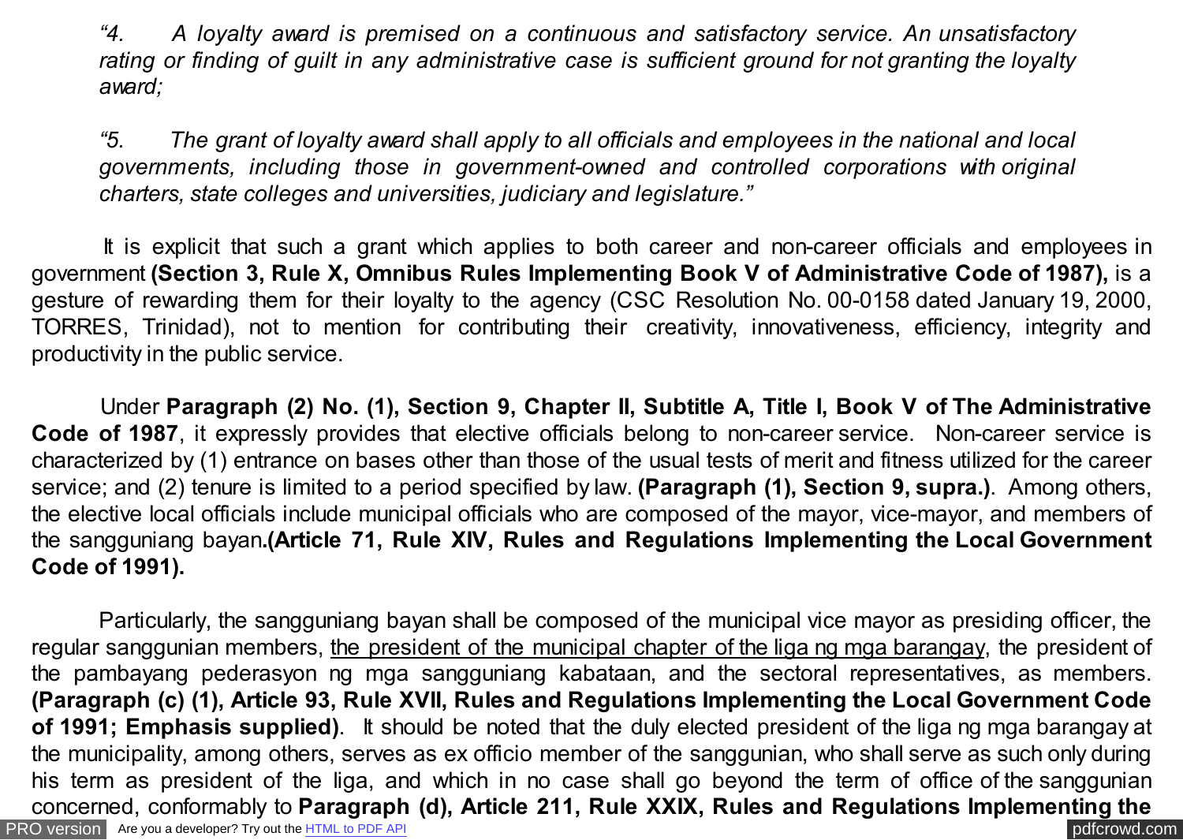*"4. A loyalty award is premised on a continuous and satisfactory service. An unsatisfactory rating or finding of guilt in any administrative case is sufficient ground for not granting the loyalty award;*

*"5. The grant of loyalty award shall apply to all officials and employees in the national and local governments, including those in government-owned and controlled corporations with original charters, state colleges and universities, judiciary and legislature."*

It is explicit that such a grant which applies to both career and non-career officials and employees in government **(Section 3, Rule X, Omnibus Rules Implementing Book V of Administrative Code of 1987),** is a gesture of rewarding them for their loyalty to the agency (CSC Resolution No. 00-0158 dated January 19, 2000, TORRES, Trinidad), not to mention for contributing their creativity, innovativeness, efficiency, integrity and productivity in the public service.

Under **Paragraph (2) No. (1), Section 9, Chapter II, Subtitle A, Title I, Book V of The Administrative Code of 1987**, it expressly provides that elective officials belong to non-career service. Non-career service is characterized by (1) entrance on bases other than those of the usual tests of merit and fitness utilized for the career service; and (2) tenure is limited to a period specified by law. **(Paragraph (1), Section 9, supra.)**. Among others, the elective local officials include municipal officials who are composed of the mayor, vice-mayor, and members of the sangguniang bayan**.(Article 71, Rule XIV, Rules and Regulations Implementing the Local Government Code of 1991).**

Particularly, the sangguniang bayan shall be composed of the municipal vice mayor as presiding officer, the regular sanggunian members, <u>the president of the municipal chapter of the liga ng mga barangay</u>, the president of the pambayang pederasyon ng mga sangguniang kabataan, and the sectoral representatives, as members. **(Paragraph (c) (1), Article 93, Rule XVII, Rules and Regulations Implementing the Local Government Code of 1991; Emphasis supplied)**. It should be noted that the duly elected president of the liga ng mga barangay at the municipality, among others, serves as ex officio member of the sanggunian, who shall serve as such only during his term as president of the liga, and which in no case shall go beyond the term of office of the sanggunian concerned, conformably to **Paragraph (d), Article 211, Rule XXIX, Rules and Regulations Implementing the**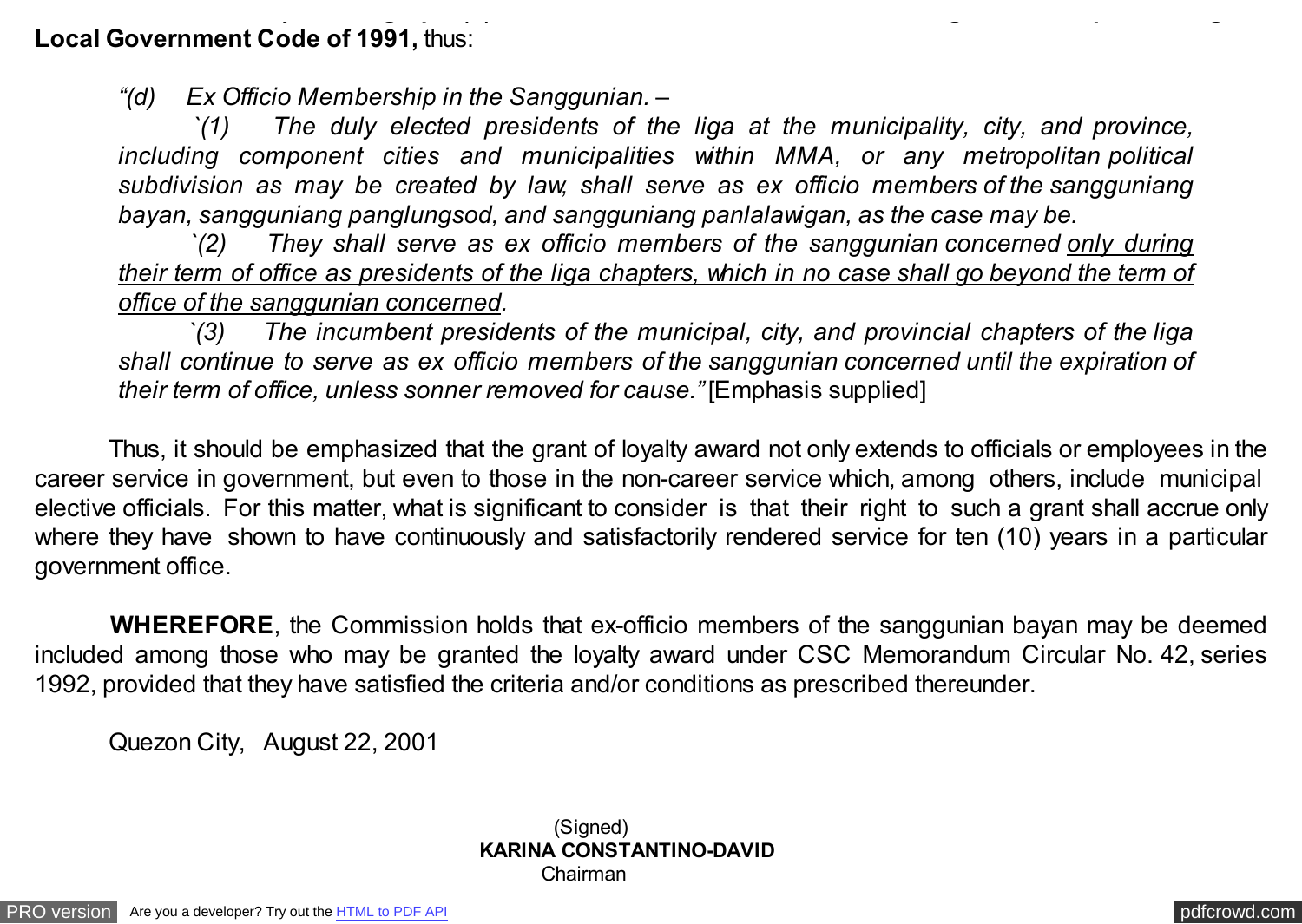**Local Government Code of 1991,** thus:

> *"(d) Ex Officio Membership in the Sanggunian. –*
>
> *`(1) The duly elected presidents of the liga at the municipality, city, and province, including component cities and municipalities within MMA, or any metropolitan political subdivision as may be created by law, shall serve as ex officio members of the sangguniang bayan, sangguniang panglungsod, and sangguniang panlalawigan, as the case may be.*
>
> *`(2) They shall serve as ex officio members of the sanggunian concerned <u>only during their term of office as presidents of the liga chapters, which in no case shall go beyond the term of office of the sanggunian concerned</u>.*
>
> *`(3) The incumbent presidents of the municipal, city, and provincial chapters of the liga shall continue to serve as ex officio members of the sanggunian concerned until the expiration of their term of office, unless sonner removed for cause."* [Emphasis supplied]

Thus, it should be emphasized that the grant of loyalty award not only extends to officials or employees in the career service in government, but even to those in the non-career service which, among others, include municipal elective officials. For this matter, what is significant to consider is that their right to such a grant shall accrue only where they have shown to have continuously and satisfactorily rendered service for ten (10) years in a particular government office.

**WHEREFORE**, the Commission holds that ex-officio members of the sanggunian bayan may be deemed included among those who may be granted the loyalty award under CSC Memorandum Circular No. 42, series 1992, provided that they have satisfied the criteria and/or conditions as prescribed thereunder.

Quezon City, August 22, 2001

(Signed)
**KARINA CONSTANTINO-DAVID**
Chairman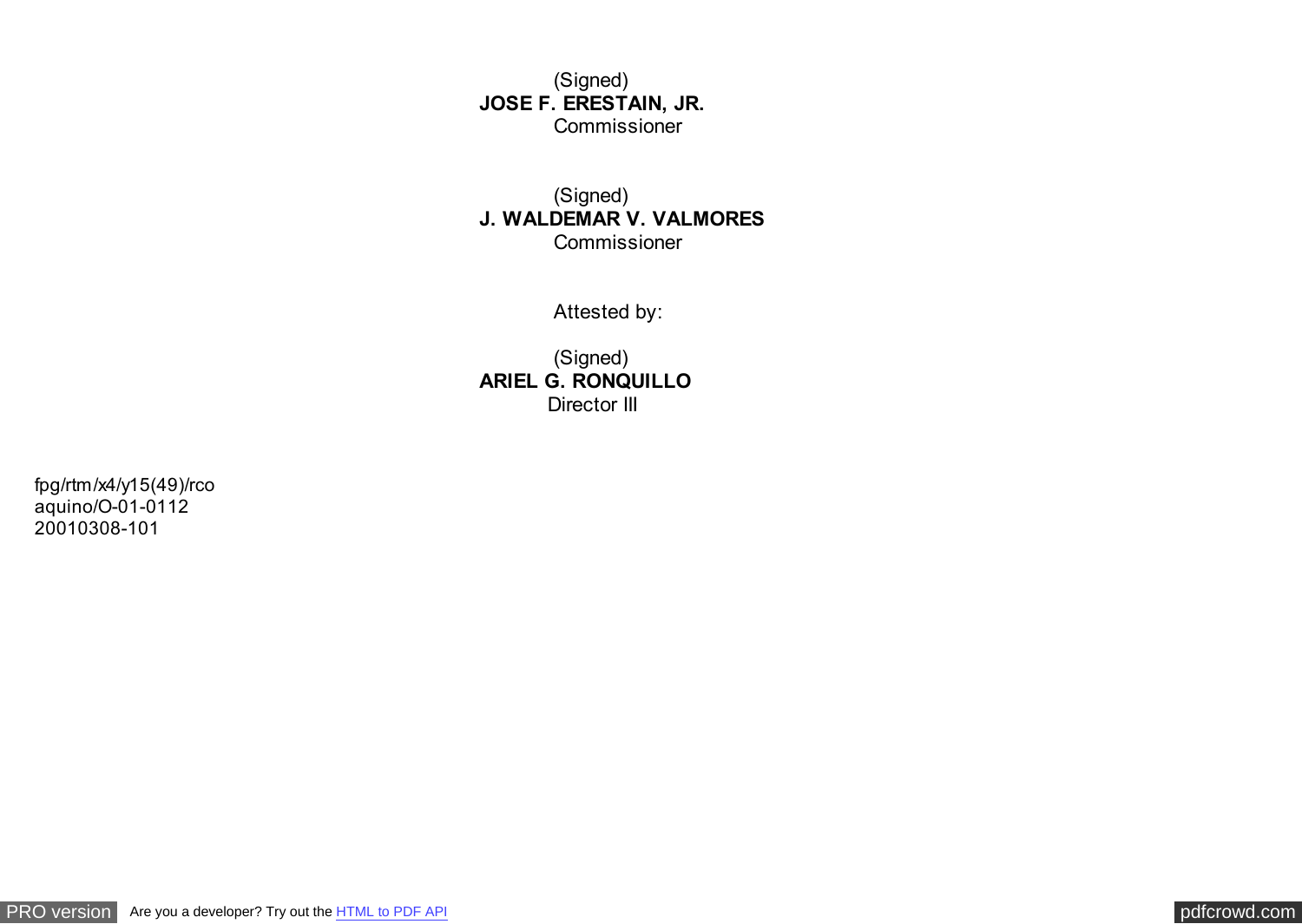(Signed)
**JOSE F. ERESTAIN, JR.**
Commissioner

(Signed)
**J. WALDEMAR V. VALMORES**
Commissioner

Attested by:

(Signed)
**ARIEL G. RONQUILLO**
Director III

fpg/rtm/x4/y15(49)/rco
aquino/O-01-0112
20010308-101